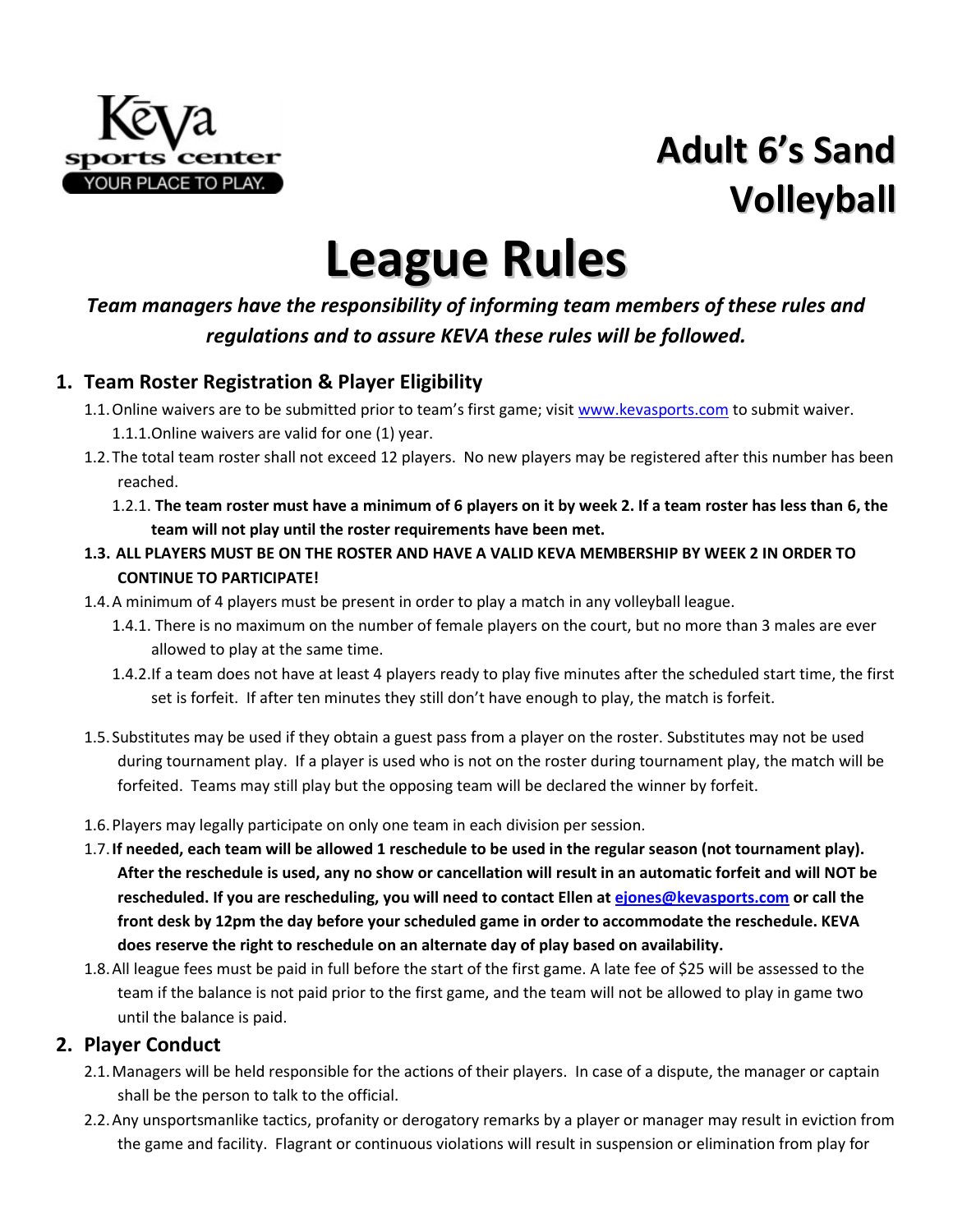# Adult 6's Sand Volleyball

# League Rules

***Team managers have the responsibility of informing team members of these rules and regulations and to assure KEVA these rules will be followed.***

## 1. Team Roster Registration & Player Eligibility

1.1. Online waivers are to be submitted prior to team's first game; visit [www.kevasports.com](http://www.kevasports.com) to submit waiver.

1.1.1. Online waivers are valid for one (1) year.

1.2. The total team roster shall not exceed 12 players. No new players may be registered after this number has been reached.

1.2.1. **The team roster must have a minimum of 6 players on it by week 2. If a team roster has less than 6, the team will not play until the roster requirements have been met.**

**1.3. ALL PLAYERS MUST BE ON THE ROSTER AND HAVE A VALID KEVA MEMBERSHIP BY WEEK 2 IN ORDER TO CONTINUE TO PARTICIPATE!**

1.4. A minimum of 4 players must be present in order to play a match in any volleyball league.

1.4.1. There is no maximum on the number of female players on the court, but no more than 3 males are ever allowed to play at the same time.

1.4.2. If a team does not have at least 4 players ready to play five minutes after the scheduled start time, the first set is forfeit. If after ten minutes they still don't have enough to play, the match is forfeit.

1.5. Substitutes may be used if they obtain a guest pass from a player on the roster. Substitutes may not be used during tournament play. If a player is used who is not on the roster during tournament play, the match will be forfeited. Teams may still play but the opposing team will be declared the winner by forfeit.

1.6. Players may legally participate on only one team in each division per session.

1.7. **If needed, each team will be allowed 1 reschedule to be used in the regular season (not tournament play). After the reschedule is used, any no show or cancellation will result in an automatic forfeit and will NOT be rescheduled. If you are rescheduling, you will need to contact Ellen at [ejones@kevasports.com](mailto:ejones@kevasports.com) or call the front desk by 12pm the day before your scheduled game in order to accommodate the reschedule. KEVA does reserve the right to reschedule on an alternate day of play based on availability.**

1.8. All league fees must be paid in full before the start of the first game. A late fee of $25 will be assessed to the team if the balance is not paid prior to the first game, and the team will not be allowed to play in game two until the balance is paid.

## 2. Player Conduct

2.1. Managers will be held responsible for the actions of their players. In case of a dispute, the manager or captain shall be the person to talk to the official.

2.2. Any unsportsmanlike tactics, profanity or derogatory remarks by a player or manager may result in eviction from the game and facility. Flagrant or continuous violations will result in suspension or elimination from play for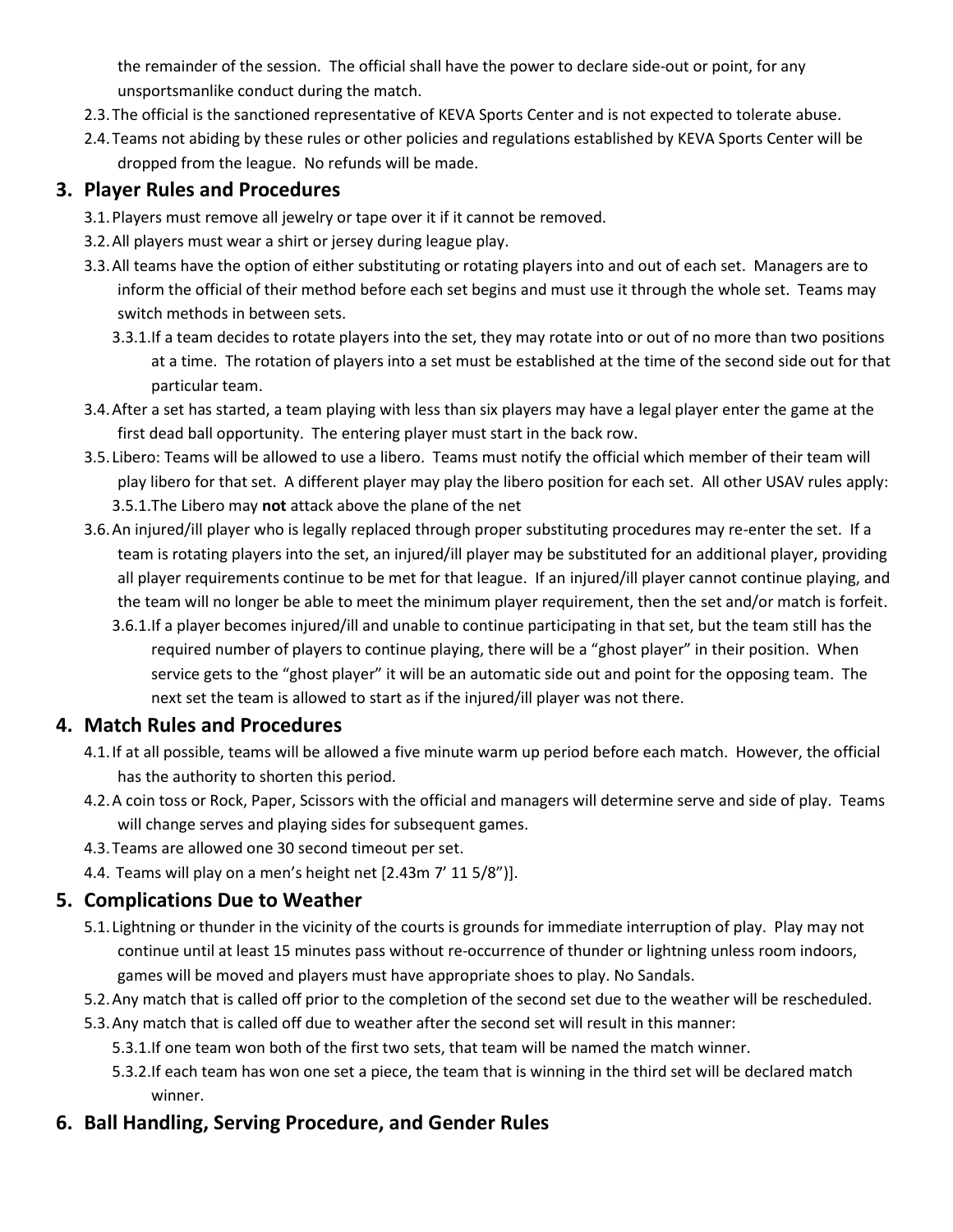the remainder of the session. The official shall have the power to declare side-out or point, for any unsportsmanlike conduct during the match.

2.3. The official is the sanctioned representative of KEVA Sports Center and is not expected to tolerate abuse.

2.4. Teams not abiding by these rules or other policies and regulations established by KEVA Sports Center will be dropped from the league. No refunds will be made.

## 3. Player Rules and Procedures

3.1. Players must remove all jewelry or tape over it if it cannot be removed.

3.2. All players must wear a shirt or jersey during league play.

3.3. All teams have the option of either substituting or rotating players into and out of each set. Managers are to inform the official of their method before each set begins and must use it through the whole set. Teams may switch methods in between sets.

3.3.1. If a team decides to rotate players into the set, they may rotate into or out of no more than two positions at a time. The rotation of players into a set must be established at the time of the second side out for that particular team.

3.4. After a set has started, a team playing with less than six players may have a legal player enter the game at the first dead ball opportunity. The entering player must start in the back row.

3.5. Libero: Teams will be allowed to use a libero. Teams must notify the official which member of their team will play libero for that set. A different player may play the libero position for each set. All other USAV rules apply:

3.5.1. The Libero may **not** attack above the plane of the net

3.6. An injured/ill player who is legally replaced through proper substituting procedures may re-enter the set. If a team is rotating players into the set, an injured/ill player may be substituted for an additional player, providing all player requirements continue to be met for that league. If an injured/ill player cannot continue playing, and the team will no longer be able to meet the minimum player requirement, then the set and/or match is forfeit.

3.6.1. If a player becomes injured/ill and unable to continue participating in that set, but the team still has the required number of players to continue playing, there will be a "ghost player" in their position. When service gets to the "ghost player" it will be an automatic side out and point for the opposing team. The next set the team is allowed to start as if the injured/ill player was not there.

## 4. Match Rules and Procedures

4.1. If at all possible, teams will be allowed a five minute warm up period before each match. However, the official has the authority to shorten this period.

4.2. A coin toss or Rock, Paper, Scissors with the official and managers will determine serve and side of play. Teams will change serves and playing sides for subsequent games.

4.3. Teams are allowed one 30 second timeout per set.

4.4. Teams will play on a men's height net [2.43m 7' 11 5/8")].

## 5. Complications Due to Weather

5.1. Lightning or thunder in the vicinity of the courts is grounds for immediate interruption of play. Play may not continue until at least 15 minutes pass without re-occurrence of thunder or lightning unless room indoors, games will be moved and players must have appropriate shoes to play. No Sandals.

5.2. Any match that is called off prior to the completion of the second set due to the weather will be rescheduled.

5.3. Any match that is called off due to weather after the second set will result in this manner:

5.3.1. If one team won both of the first two sets, that team will be named the match winner.

5.3.2. If each team has won one set a piece, the team that is winning in the third set will be declared match winner.

## 6. Ball Handling, Serving Procedure, and Gender Rules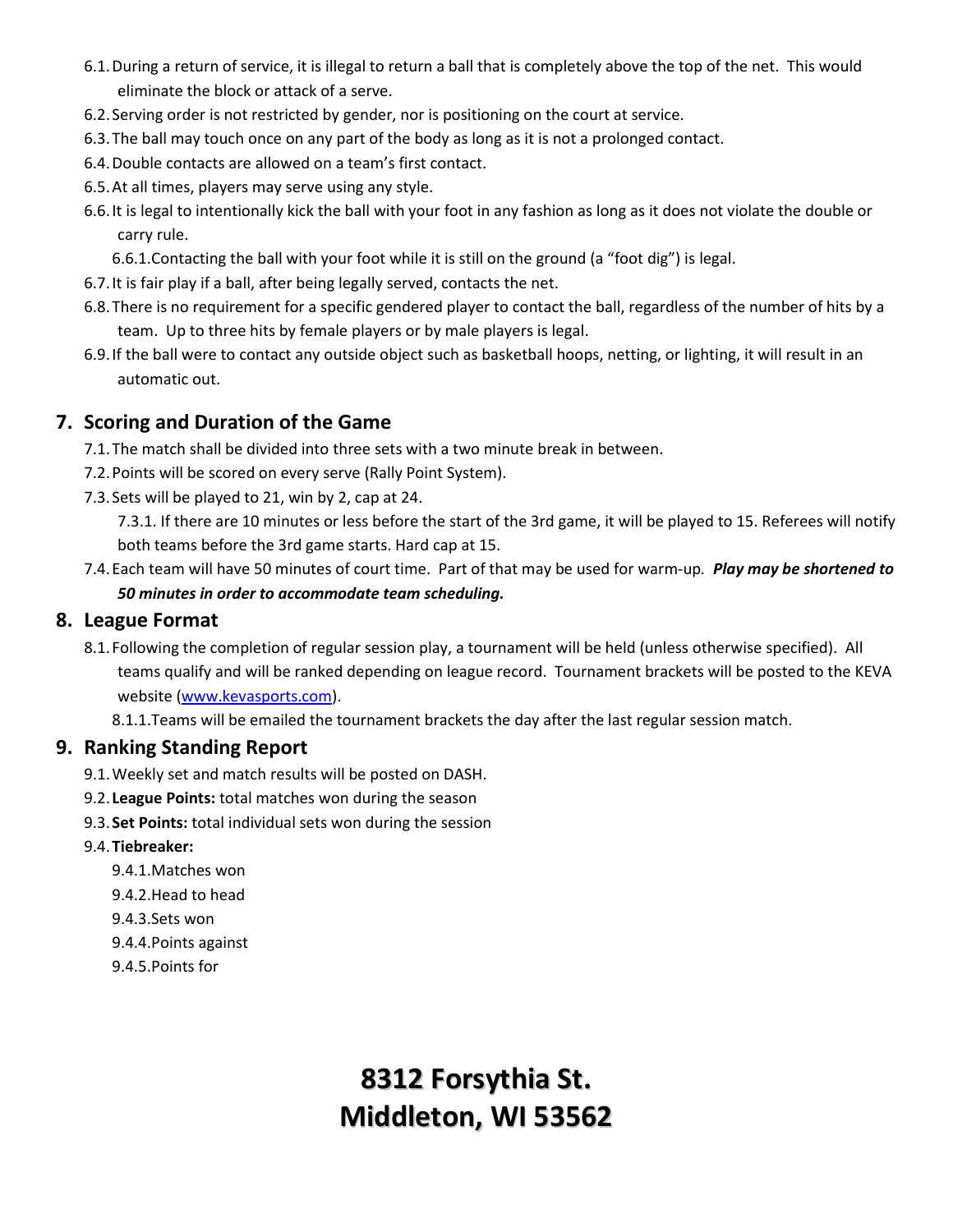6.1. During a return of service, it is illegal to return a ball that is completely above the top of the net. This would eliminate the block or attack of a serve.

6.2. Serving order is not restricted by gender, nor is positioning on the court at service.

6.3. The ball may touch once on any part of the body as long as it is not a prolonged contact.

6.4. Double contacts are allowed on a team's first contact.

6.5. At all times, players may serve using any style.

6.6. It is legal to intentionally kick the ball with your foot in any fashion as long as it does not violate the double or carry rule.

6.6.1. Contacting the ball with your foot while it is still on the ground (a "foot dig") is legal.

6.7. It is fair play if a ball, after being legally served, contacts the net.

6.8. There is no requirement for a specific gendered player to contact the ball, regardless of the number of hits by a team. Up to three hits by female players or by male players is legal.

6.9. If the ball were to contact any outside object such as basketball hoops, netting, or lighting, it will result in an automatic out.

## 7. Scoring and Duration of the Game

7.1. The match shall be divided into three sets with a two minute break in between.

7.2. Points will be scored on every serve (Rally Point System).

7.3. Sets will be played to 21, win by 2, cap at 24.

7.3.1. If there are 10 minutes or less before the start of the 3rd game, it will be played to 15. Referees will notify both teams before the 3rd game starts. Hard cap at 15.

7.4. Each team will have 50 minutes of court time. Part of that may be used for warm-up. ***Play may be shortened to 50 minutes in order to accommodate team scheduling.***

## 8. League Format

8.1. Following the completion of regular session play, a tournament will be held (unless otherwise specified). All teams qualify and will be ranked depending on league record. Tournament brackets will be posted to the KEVA website ([www.kevasports.com](http://www.kevasports.com)).

8.1.1. Teams will be emailed the tournament brackets the day after the last regular session match.

## 9. Ranking Standing Report

9.1. Weekly set and match results will be posted on DASH.

9.2. **League Points:** total matches won during the season

9.3. **Set Points:** total individual sets won during the session

9.4. **Tiebreaker:**

9.4.1. Matches won

9.4.2. Head to head

9.4.3. Sets won

9.4.4. Points against

9.4.5. Points for

# 8312 Forsythia St.
# Middleton, WI 53562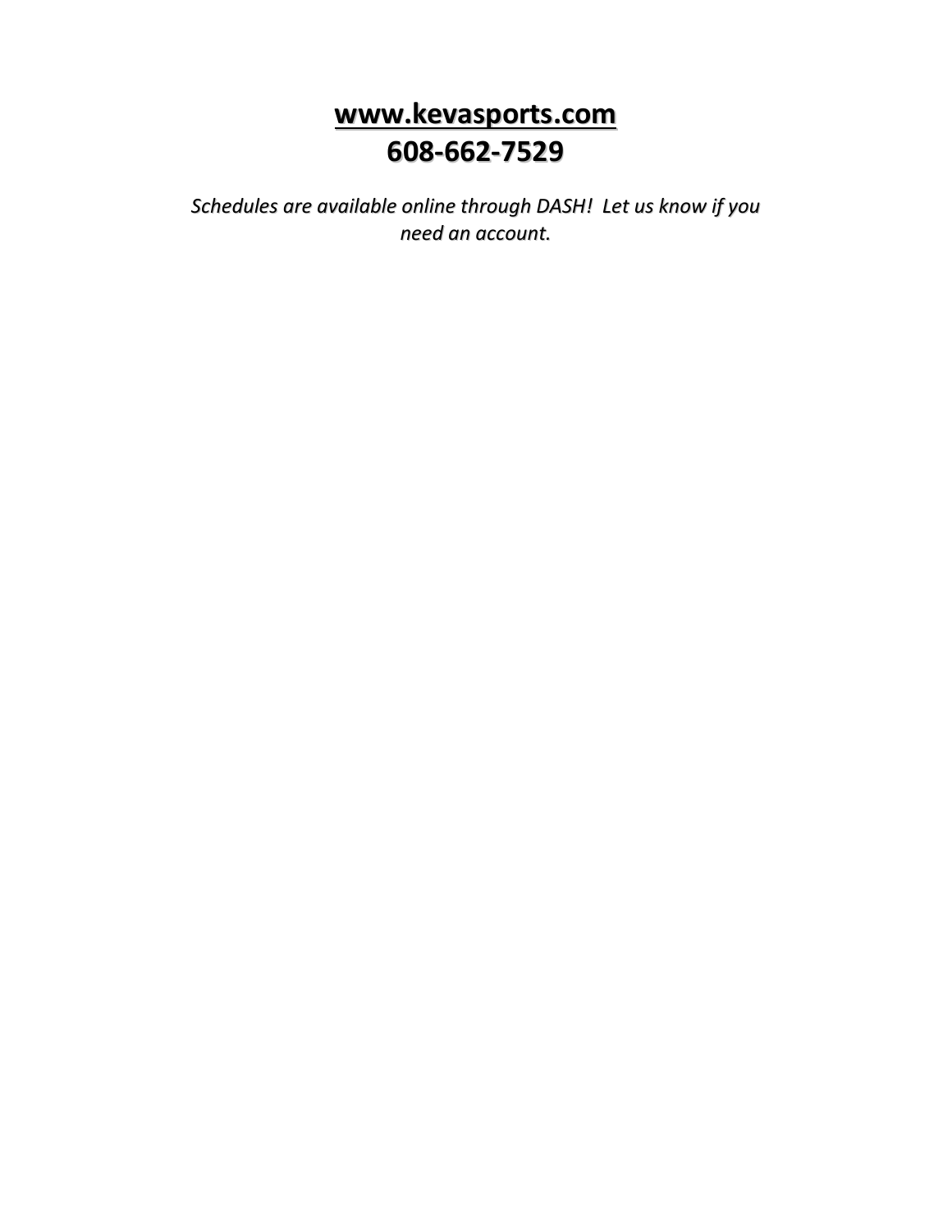**www.kevasports.com**
**608-662-7529**

*Schedules are available online through DASH! Let us know if you need an account.*